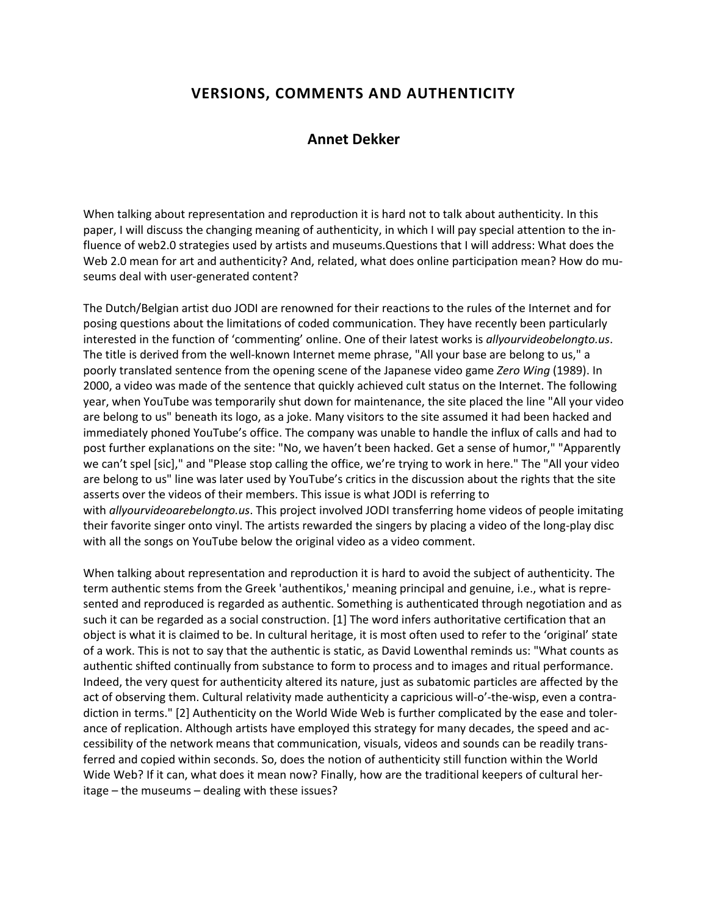# VERSIONS, COMMENTS AND AUTHENTICITY

## Annet Dekker

When talking about representation and reproduction it is hard not to talk about authenticity. In this paper, I will discuss the changing meaning of authenticity, in which I will pay special attention to the influence of web2.0 strategies used by artists and museums.Questions that I will address: What does the Web 2.0 mean for art and authenticity? And, related, what does online participation mean? How do museums deal with user-generated content?

The Dutch/Belgian artist duo JODI are renowned for their reactions to the rules of the Internet and for posing questions about the limitations of coded communication. They have recently been particularly interested in the function of 'commenting' online. One of their latest works is *allyourvideobelongto.us*. The title is derived from the well-known Internet meme phrase, "All your base are belong to us," a poorly translated sentence from the opening scene of the Japanese video game *Zero Wing* (1989). In 2000, a video was made of the sentence that quickly achieved cult status on the Internet. The following year, when YouTube was temporarily shut down for maintenance, the site placed the line "All your video are belong to us" beneath its logo, as a joke. Many visitors to the site assumed it had been hacked and immediately phoned YouTube's office. The company was unable to handle the influx of calls and had to post further explanations on the site: "No, we haven't been hacked. Get a sense of humor," "Apparently we can't spel [sic]," and "Please stop calling the office, we're trying to work in here." The "All your video are belong to us" line was later used by YouTube's critics in the discussion about the rights that the site asserts over the videos of their members. This issue is what JODI is referring to with *allyourvideoarebelongto.us*. This project involved JODI transferring home videos of people imitating their favorite singer onto vinyl. The artists rewarded the singers by placing a video of the long-play disc with all the songs on YouTube below the original video as a video comment.

When talking about representation and reproduction it is hard to avoid the subject of authenticity. The term authentic stems from the Greek 'authentikos,' meaning principal and genuine, i.e., what is represented and reproduced is regarded as authentic. Something is authenticated through negotiation and as such it can be regarded as a social construction. [1] The word infers authoritative certification that an object is what it is claimed to be. In cultural heritage, it is most often used to refer to the 'original' state of a work. This is not to say that the authentic is static, as David Lowenthal reminds us: "What counts as authentic shifted continually from substance to form to process and to images and ritual performance. Indeed, the very quest for authenticity altered its nature, just as subatomic particles are affected by the act of observing them. Cultural relativity made authenticity a capricious will-o'-the-wisp, even a contradiction in terms." [2] Authenticity on the World Wide Web is further complicated by the ease and tolerance of replication. Although artists have employed this strategy for many decades, the speed and accessibility of the network means that communication, visuals, videos and sounds can be readily transferred and copied within seconds. So, does the notion of authenticity still function within the World Wide Web? If it can, what does it mean now? Finally, how are the traditional keepers of cultural heritage – the museums – dealing with these issues?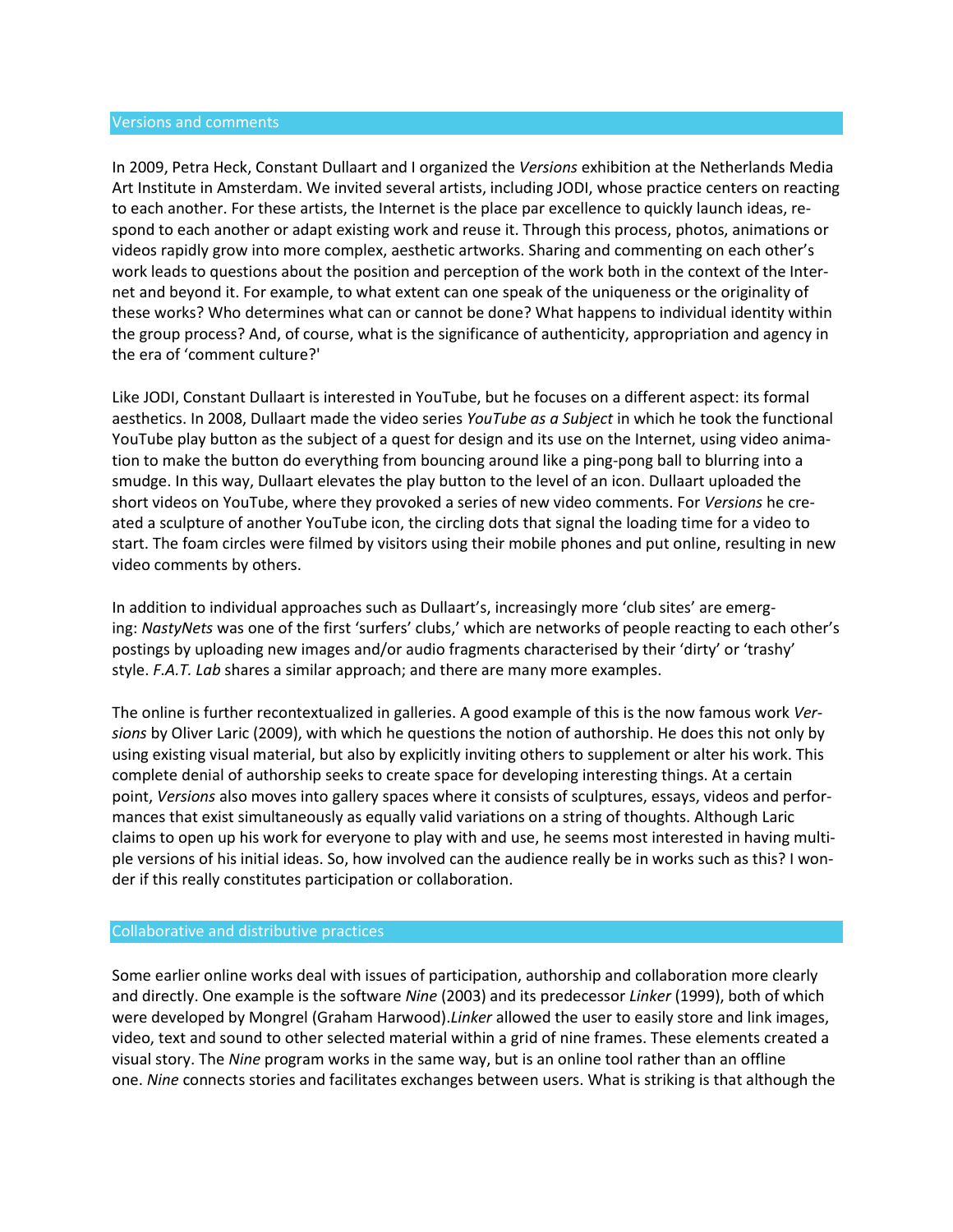## Versions and comments

In 2009, Petra Heck, Constant Dullaart and I organized the *Versions* exhibition at the Netherlands Media Art Institute in Amsterdam. We invited several artists, including JODI, whose practice centers on reacting to each another. For these artists, the Internet is the place par excellence to quickly launch ideas, respond to each another or adapt existing work and reuse it. Through this process, photos, animations or videos rapidly grow into more complex, aesthetic artworks. Sharing and commenting on each other's work leads to questions about the position and perception of the work both in the context of the Internet and beyond it. For example, to what extent can one speak of the uniqueness or the originality of these works? Who determines what can or cannot be done? What happens to individual identity within the group process? And, of course, what is the significance of authenticity, appropriation and agency in the era of 'comment culture?'

Like JODI, Constant Dullaart is interested in YouTube, but he focuses on a different aspect: its formal aesthetics. In 2008, Dullaart made the video series *YouTube as a Subject* in which he took the functional YouTube play button as the subject of a quest for design and its use on the Internet, using video animation to make the button do everything from bouncing around like a ping-pong ball to blurring into a smudge. In this way, Dullaart elevates the play button to the level of an icon. Dullaart uploaded the short videos on YouTube, where they provoked a series of new video comments. For *Versions* he created a sculpture of another YouTube icon, the circling dots that signal the loading time for a video to start. The foam circles were filmed by visitors using their mobile phones and put online, resulting in new video comments by others.

In addition to individual approaches such as Dullaart's, increasingly more 'club sites' are emerging: *NastyNets* was one of the first 'surfers' clubs,' which are networks of people reacting to each other's postings by uploading new images and/or audio fragments characterised by their 'dirty' or 'trashy' style. *F.A.T. Lab* shares a similar approach; and there are many more examples.

The online is further recontextualized in galleries. A good example of this is the now famous work *Versions* by Oliver Laric (2009), with which he questions the notion of authorship. He does this not only by using existing visual material, but also by explicitly inviting others to supplement or alter his work. This complete denial of authorship seeks to create space for developing interesting things. At a certain point, *Versions* also moves into gallery spaces where it consists of sculptures, essays, videos and performances that exist simultaneously as equally valid variations on a string of thoughts. Although Laric claims to open up his work for everyone to play with and use, he seems most interested in having multiple versions of his initial ideas. So, how involved can the audience really be in works such as this? I wonder if this really constitutes participation or collaboration.

## Collaborative and distributive practices

Some earlier online works deal with issues of participation, authorship and collaboration more clearly and directly. One example is the software *Nine* (2003) and its predecessor *Linker* (1999), both of which were developed by Mongrel (Graham Harwood).*Linker* allowed the user to easily store and link images, video, text and sound to other selected material within a grid of nine frames. These elements created a visual story. The *Nine* program works in the same way, but is an online tool rather than an offline one. *Nine* connects stories and facilitates exchanges between users. What is striking is that although the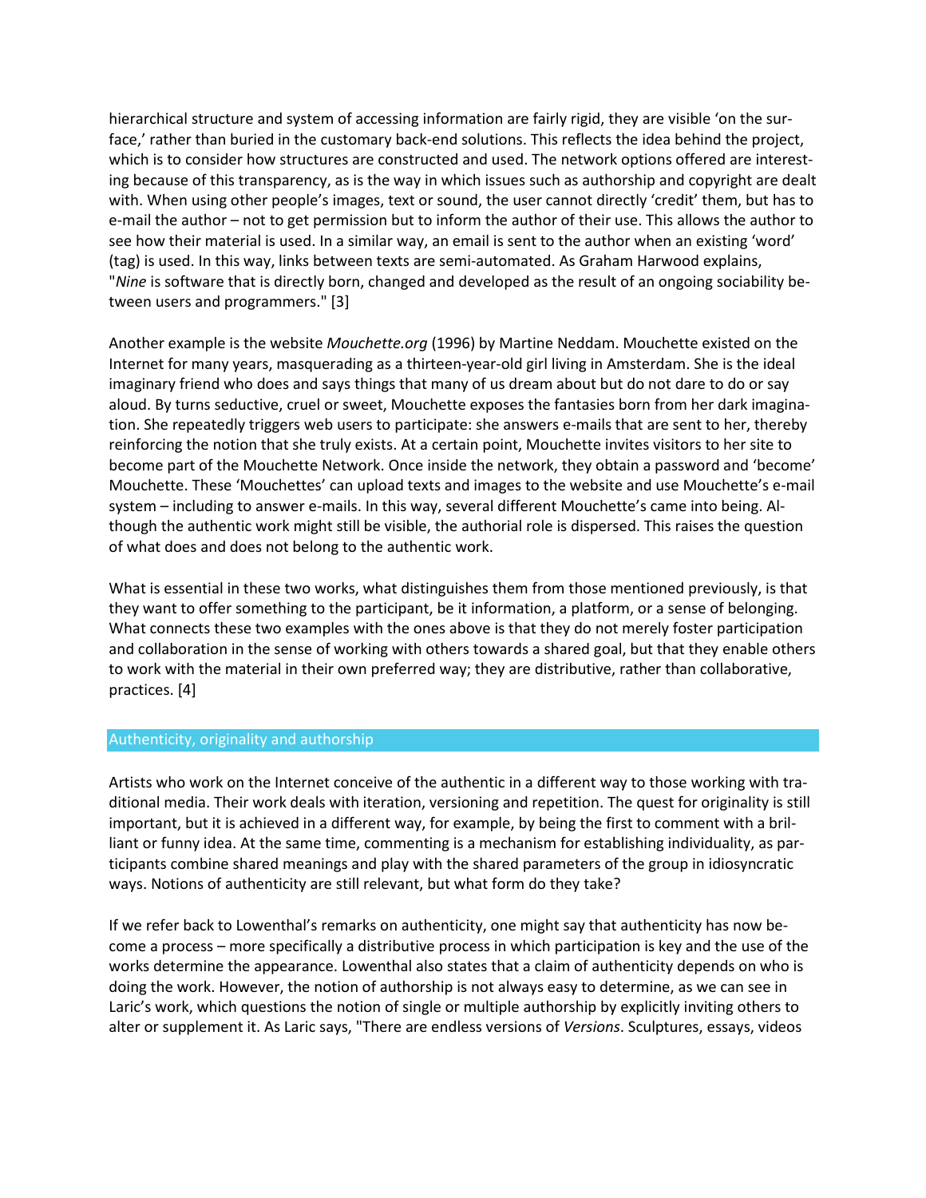hierarchical structure and system of accessing information are fairly rigid, they are visible 'on the surface,' rather than buried in the customary back-end solutions. This reflects the idea behind the project, which is to consider how structures are constructed and used. The network options offered are interesting because of this transparency, as is the way in which issues such as authorship and copyright are dealt with. When using other people's images, text or sound, the user cannot directly 'credit' them, but has to e-mail the author – not to get permission but to inform the author of their use. This allows the author to see how their material is used. In a similar way, an email is sent to the author when an existing 'word' (tag) is used. In this way, links between texts are semi-automated. As Graham Harwood explains, "*Nine* is software that is directly born, changed and developed as the result of an ongoing sociability between users and programmers." [3]

Another example is the website *Mouchette.org* (1996) by Martine Neddam. Mouchette existed on the Internet for many years, masquerading as a thirteen-year-old girl living in Amsterdam. She is the ideal imaginary friend who does and says things that many of us dream about but do not dare to do or say aloud. By turns seductive, cruel or sweet, Mouchette exposes the fantasies born from her dark imagination. She repeatedly triggers web users to participate: she answers e-mails that are sent to her, thereby reinforcing the notion that she truly exists. At a certain point, Mouchette invites visitors to her site to become part of the Mouchette Network. Once inside the network, they obtain a password and 'become' Mouchette. These 'Mouchettes' can upload texts and images to the website and use Mouchette's e-mail system – including to answer e-mails. In this way, several different Mouchette's came into being. Although the authentic work might still be visible, the authorial role is dispersed. This raises the question of what does and does not belong to the authentic work.

What is essential in these two works, what distinguishes them from those mentioned previously, is that they want to offer something to the participant, be it information, a platform, or a sense of belonging. What connects these two examples with the ones above is that they do not merely foster participation and collaboration in the sense of working with others towards a shared goal, but that they enable others to work with the material in their own preferred way; they are distributive, rather than collaborative, practices. [4]

## Authenticity, originality and authorship

Artists who work on the Internet conceive of the authentic in a different way to those working with traditional media. Their work deals with iteration, versioning and repetition. The quest for originality is still important, but it is achieved in a different way, for example, by being the first to comment with a brilliant or funny idea. At the same time, commenting is a mechanism for establishing individuality, as participants combine shared meanings and play with the shared parameters of the group in idiosyncratic ways. Notions of authenticity are still relevant, but what form do they take?

If we refer back to Lowenthal's remarks on authenticity, one might say that authenticity has now become a process – more specifically a distributive process in which participation is key and the use of the works determine the appearance. Lowenthal also states that a claim of authenticity depends on who is doing the work. However, the notion of authorship is not always easy to determine, as we can see in Laric's work, which questions the notion of single or multiple authorship by explicitly inviting others to alter or supplement it. As Laric says, "There are endless versions of *Versions*. Sculptures, essays, videos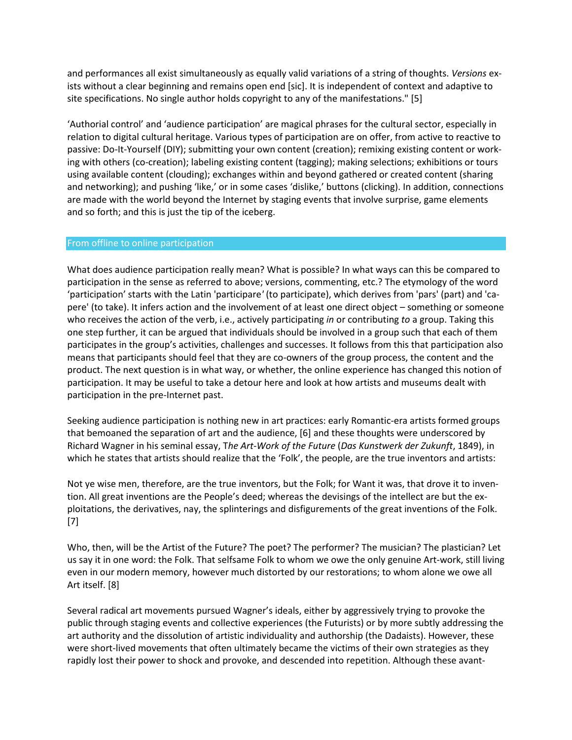and performances all exist simultaneously as equally valid variations of a string of thoughts. *Versions* exists without a clear beginning and remains open end [sic]. It is independent of context and adaptive to site specifications. No single author holds copyright to any of the manifestations." [5]

'Authorial control' and 'audience participation' are magical phrases for the cultural sector, especially in relation to digital cultural heritage. Various types of participation are on offer, from active to reactive to passive: Do-It-Yourself (DIY); submitting your own content (creation); remixing existing content or working with others (co-creation); labeling existing content (tagging); making selections; exhibitions or tours using available content (clouding); exchanges within and beyond gathered or created content (sharing and networking); and pushing 'like,' or in some cases 'dislike,' buttons (clicking). In addition, connections are made with the world beyond the Internet by staging events that involve surprise, game elements and so forth; and this is just the tip of the iceberg.

## From offline to online participation

What does audience participation really mean? What is possible? In what ways can this be compared to participation in the sense as referred to above; versions, commenting, etc.? The etymology of the word 'participation' starts with the Latin 'participare' (to participate), which derives from 'pars' (part) and 'capere' (to take). It infers action and the involvement of at least one direct object – something or someone who receives the action of the verb, i.e., actively participating *in* or contributing *to* a group. Taking this one step further, it can be argued that individuals should be involved in a group such that each of them participates in the group's activities, challenges and successes. It follows from this that participation also means that participants should feel that they are co-owners of the group process, the content and the product. The next question is in what way, or whether, the online experience has changed this notion of participation. It may be useful to take a detour here and look at how artists and museums dealt with participation in the pre-Internet past.

Seeking audience participation is nothing new in art practices: early Romantic-era artists formed groups that bemoaned the separation of art and the audience, [6] and these thoughts were underscored by Richard Wagner in his seminal essay, *The Art-Work of the Future* (*Das Kunstwerk der Zukunft*, 1849), in which he states that artists should realize that the 'Folk', the people, are the true inventors and artists:

Not ye wise men, therefore, are the true inventors, but the Folk; for Want it was, that drove it to invention. All great inventions are the People's deed; whereas the devisings of the intellect are but the exploitations, the derivatives, nay, the splinterings and disfigurements of the great inventions of the Folk. [7]

Who, then, will be the Artist of the Future? The poet? The performer? The musician? The plastician? Let us say it in one word: the Folk. That selfsame Folk to whom we owe the only genuine Art-work, still living even in our modern memory, however much distorted by our restorations; to whom alone we owe all Art itself. [8]

Several radical art movements pursued Wagner's ideals, either by aggressively trying to provoke the public through staging events and collective experiences (the Futurists) or by more subtly addressing the art authority and the dissolution of artistic individuality and authorship (the Dadaists). However, these were short-lived movements that often ultimately became the victims of their own strategies as they rapidly lost their power to shock and provoke, and descended into repetition. Although these avant-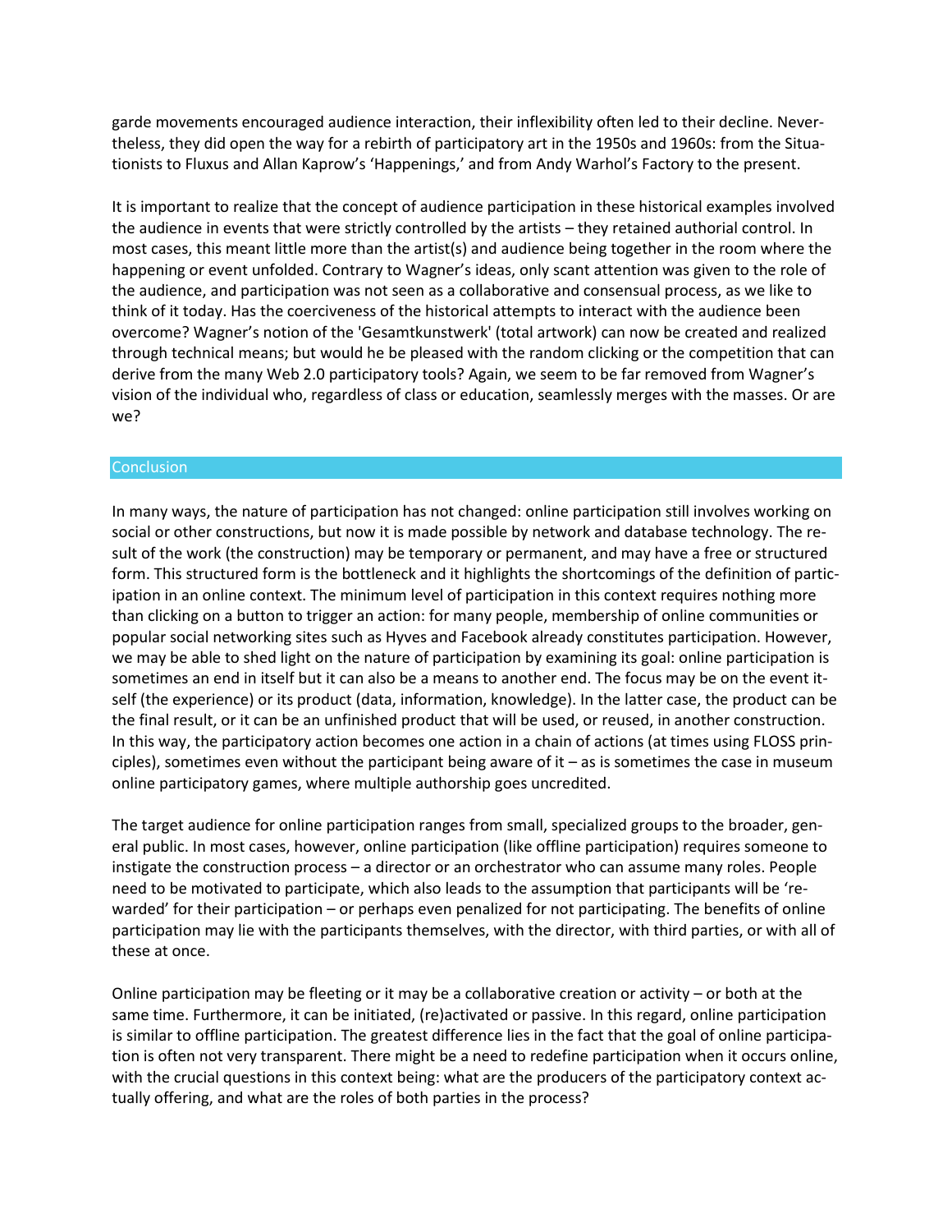garde movements encouraged audience interaction, their inflexibility often led to their decline. Nevertheless, they did open the way for a rebirth of participatory art in the 1950s and 1960s: from the Situationists to Fluxus and Allan Kaprow's 'Happenings,' and from Andy Warhol's Factory to the present.

It is important to realize that the concept of audience participation in these historical examples involved the audience in events that were strictly controlled by the artists – they retained authorial control. In most cases, this meant little more than the artist(s) and audience being together in the room where the happening or event unfolded. Contrary to Wagner's ideas, only scant attention was given to the role of the audience, and participation was not seen as a collaborative and consensual process, as we like to think of it today. Has the coerciveness of the historical attempts to interact with the audience been overcome? Wagner's notion of the 'Gesamtkunstwerk' (total artwork) can now be created and realized through technical means; but would he be pleased with the random clicking or the competition that can derive from the many Web 2.0 participatory tools? Again, we seem to be far removed from Wagner's vision of the individual who, regardless of class or education, seamlessly merges with the masses. Or are we?

## Conclusion

In many ways, the nature of participation has not changed: online participation still involves working on social or other constructions, but now it is made possible by network and database technology. The result of the work (the construction) may be temporary or permanent, and may have a free or structured form. This structured form is the bottleneck and it highlights the shortcomings of the definition of participation in an online context. The minimum level of participation in this context requires nothing more than clicking on a button to trigger an action: for many people, membership of online communities or popular social networking sites such as Hyves and Facebook already constitutes participation. However, we may be able to shed light on the nature of participation by examining its goal: online participation is sometimes an end in itself but it can also be a means to another end. The focus may be on the event itself (the experience) or its product (data, information, knowledge). In the latter case, the product can be the final result, or it can be an unfinished product that will be used, or reused, in another construction. In this way, the participatory action becomes one action in a chain of actions (at times using FLOSS principles), sometimes even without the participant being aware of it – as is sometimes the case in museum online participatory games, where multiple authorship goes uncredited.

The target audience for online participation ranges from small, specialized groups to the broader, general public. In most cases, however, online participation (like offline participation) requires someone to instigate the construction process – a director or an orchestrator who can assume many roles. People need to be motivated to participate, which also leads to the assumption that participants will be 'rewarded' for their participation – or perhaps even penalized for not participating. The benefits of online participation may lie with the participants themselves, with the director, with third parties, or with all of these at once.

Online participation may be fleeting or it may be a collaborative creation or activity – or both at the same time. Furthermore, it can be initiated, (re)activated or passive. In this regard, online participation is similar to offline participation. The greatest difference lies in the fact that the goal of online participation is often not very transparent. There might be a need to redefine participation when it occurs online, with the crucial questions in this context being: what are the producers of the participatory context actually offering, and what are the roles of both parties in the process?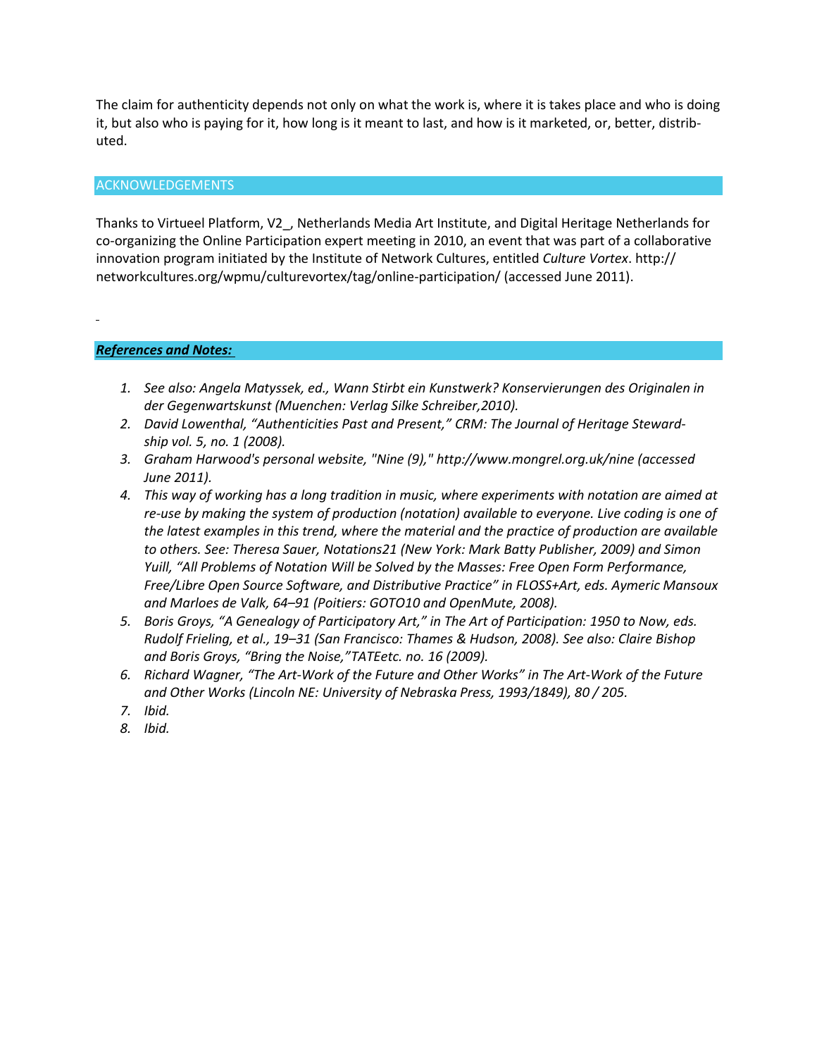The claim for authenticity depends not only on what the work is, where it is takes place and who is doing it, but also who is paying for it, how long is it meant to last, and how is it marketed, or, better, distributed.

## ACKNOWLEDGEMENTS

Thanks to Virtueel Platform, V2_, Netherlands Media Art Institute, and Digital Heritage Netherlands for co-organizing the Online Participation expert meeting in 2010, an event that was part of a collaborative innovation program initiated by the Institute of Network Cultures, entitled *Culture Vortex*. http://networkcultures.org/wpmu/culturevortex/tag/online-participation/ (accessed June 2011).

## ***References and Notes:***

1. *See also: Angela Matyssek, ed., Wann Stirbt ein Kunstwerk? Konservierungen des Originalen in der Gegenwartskunst (Muenchen: Verlag Silke Schreiber,2010).*
2. *David Lowenthal, "Authenticities Past and Present," CRM: The Journal of Heritage Stewardship vol. 5, no. 1 (2008).*
3. *Graham Harwood's personal website, "Nine (9)," http://www.mongrel.org.uk/nine (accessed June 2011).*
4. *This way of working has a long tradition in music, where experiments with notation are aimed at re-use by making the system of production (notation) available to everyone. Live coding is one of the latest examples in this trend, where the material and the practice of production are available to others. See: Theresa Sauer, Notations21 (New York: Mark Batty Publisher, 2009) and Simon Yuill, "All Problems of Notation Will be Solved by the Masses: Free Open Form Performance, Free/Libre Open Source Software, and Distributive Practice" in FLOSS+Art, eds. Aymeric Mansoux and Marloes de Valk, 64–91 (Poitiers: GOTO10 and OpenMute, 2008).*
5. *Boris Groys, "A Genealogy of Participatory Art," in The Art of Participation: 1950 to Now, eds. Rudolf Frieling, et al., 19–31 (San Francisco: Thames & Hudson, 2008). See also: Claire Bishop and Boris Groys, "Bring the Noise,"TATEetc. no. 16 (2009).*
6. *Richard Wagner, "The Art-Work of the Future and Other Works" in The Art-Work of the Future and Other Works (Lincoln NE: University of Nebraska Press, 1993/1849), 80 / 205.*
7. *Ibid.*
8. *Ibid.*